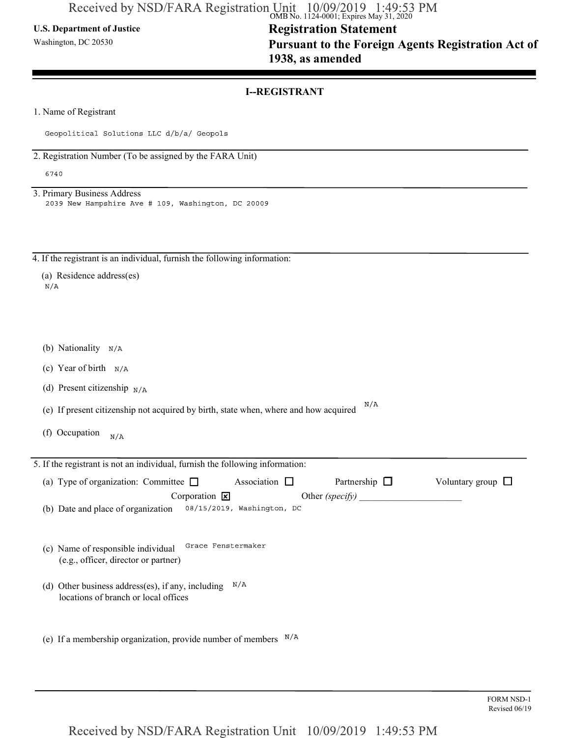U.S. Department of Justice
Washington, DC 20530

OMB No. 1124-0001; Expires May 31, 2020

# Registration Statement
# Pursuant to the Foreign Agents Registration Act of 1938, as amended

## I--REGISTRANT

1. Name of Registrant

Geopolitical Solutions LLC d/b/a/ Geopols

2. Registration Number (To be assigned by the FARA Unit)

6740

3. Primary Business Address

2039 New Hampshire Ave # 109, Washington, DC 20009

4. If the registrant is an individual, furnish the following information:

(a) Residence address(es)
N/A

(b) Nationality N/A

(c) Year of birth N/A

(d) Present citizenship N/A

(e) If present citizenship not acquired by birth, state when, where and how acquired N/A

(f) Occupation N/A

5. If the registrant is not an individual, furnish the following information:

(a) Type of organization: Committee ☐ Association ☐ Partnership ☐ Voluntary group ☐ Corporation ☒ Other *(specify)* ____________

(b) Date and place of organization 08/15/2019, Washington, DC

(c) Name of responsible individual (e.g., officer, director or partner) Grace Fenstermaker

(d) Other business address(es), if any, including locations of branch or local offices N/A

(e) If a membership organization, provide number of members N/A

FORM NSD-1
Revised 06/19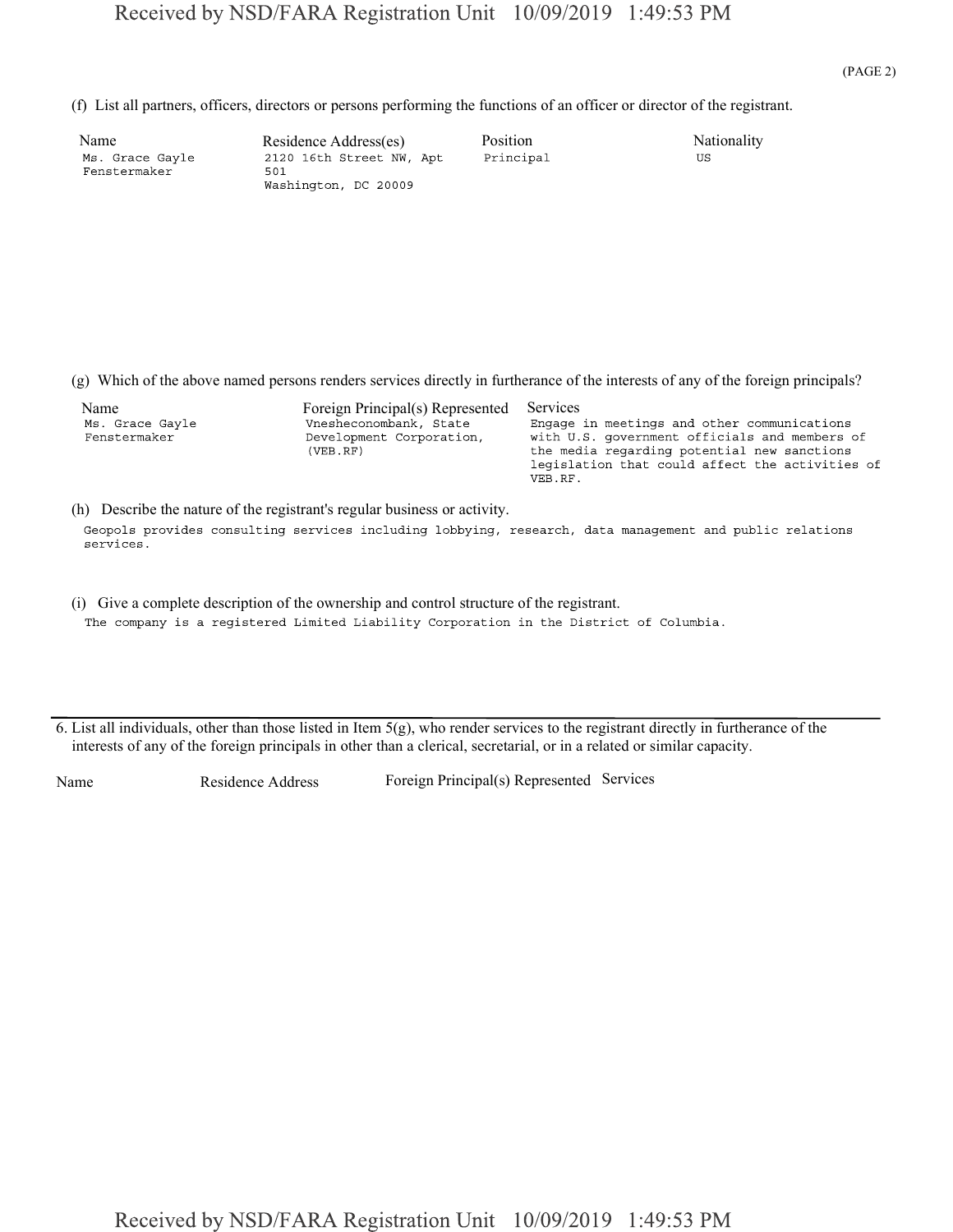(PAGE 2)

(f) List all partners, officers, directors or persons performing the functions of an officer or director of the registrant.

| Name | Residence Address(es) | Position | Nationality |
| --- | --- | --- | --- |
| Ms. Grace Gayle Fenstermaker | 2120 16th Street NW, Apt 501 Washington, DC 20009 | Principal | US |

(g) Which of the above named persons renders services directly in furtherance of the interests of any of the foreign principals?

| Name | Foreign Principal(s) Represented | Services |
| --- | --- | --- |
| Ms. Grace Gayle Fenstermaker | Vnesheconombank, State Development Corporation, (VEB.RF) | Engage in meetings and other communications with U.S. government officials and members of the media regarding potential new sanctions legislation that could affect the activities of VEB.RF. |

(h) Describe the nature of the registrant's regular business or activity.

Geopols provides consulting services including lobbying, research, data management and public relations services.

(i) Give a complete description of the ownership and control structure of the registrant.

The company is a registered Limited Liability Corporation in the District of Columbia.

6. List all individuals, other than those listed in Item 5(g), who render services to the registrant directly in furtherance of the interests of any of the foreign principals in other than a clerical, secretarial, or in a related or similar capacity.

| Name | Residence Address | Foreign Principal(s) Represented | Services |
| --- | --- | --- | --- |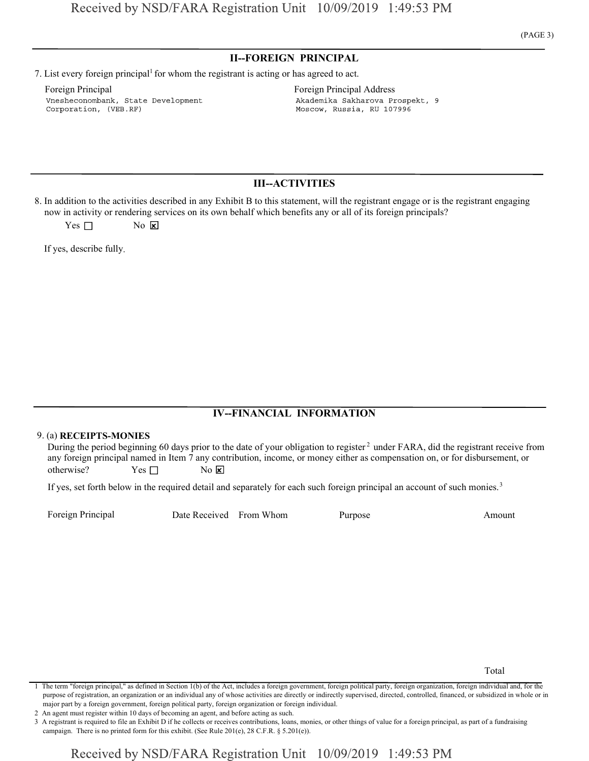(PAGE 3)

## II--FOREIGN PRINCIPAL

7. List every foreign principal[1] for whom the registrant is acting or has agreed to act.

| Foreign Principal | Foreign Principal Address |
| --- | --- |
| Vnesheconombank, State Development Corporation, (VEB.RF) | Akademika Sakharova Prospekt, 9 Moscow, Russia, RU 107996 |

## III--ACTIVITIES

8. In addition to the activities described in any Exhibit B to this statement, will the registrant engage or is the registrant engaging now in activity or rendering services on its own behalf which benefits any or all of its foreign principals?

   Yes ☐ No ☒

   If yes, describe fully.

## IV--FINANCIAL INFORMATION

9. (a) **RECEIPTS-MONIES**

   During the period beginning 60 days prior to the date of your obligation to register[2] under FARA, did the registrant receive from any foreign principal named in Item 7 any contribution, income, or money either as compensation on, or for disbursement, or otherwise? Yes ☐ No ☒

   If yes, set forth below in the required detail and separately for each such foreign principal an account of such monies.[3]

| Foreign Principal | Date Received | From Whom | Purpose | Amount |
| --- | --- | --- | --- | --- |
| | | | Total | |

1 The term "foreign principal," as defined in Section 1(b) of the Act, includes a foreign government, foreign political party, foreign organization, foreign individual and, for the purpose of registration, an organization or an individual any of whose activities are directly or indirectly supervised, directed, controlled, financed, or subsidized in whole or in major part by a foreign government, foreign political party, foreign organization or foreign individual.

2 An agent must register within 10 days of becoming an agent, and before acting as such.

3 A registrant is required to file an Exhibit D if he collects or receives contributions, loans, monies, or other things of value for a foreign principal, as part of a fundraising campaign. There is no printed form for this exhibit. (See Rule 201(e), 28 C.F.R. § 5.201(e)).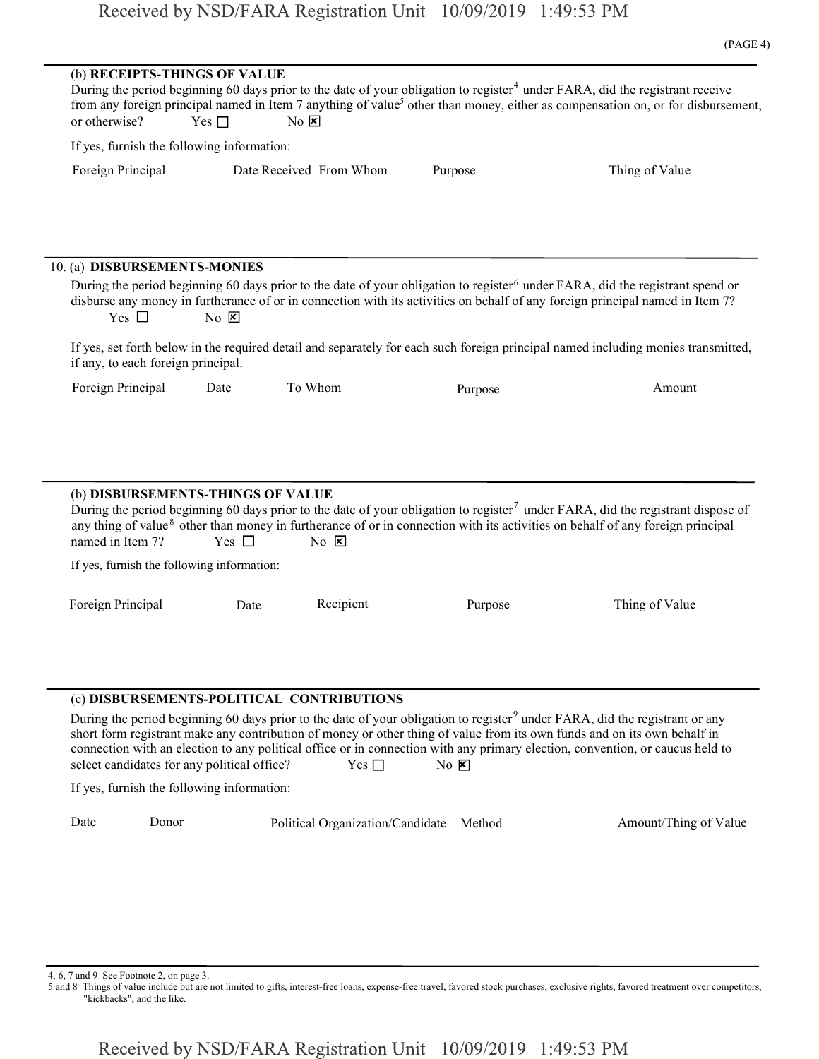(b) **RECEIPTS-THINGS OF VALUE**

During the period beginning 60 days prior to the date of your obligation to register[4] under FARA, did the registrant receive from any foreign principal named in Item 7 anything of value[5] other than money, either as compensation on, or for disbursement, or otherwise? Yes ☐ No ☒

If yes, furnish the following information:

| Foreign Principal | Date Received | From Whom | Purpose | Thing of Value |
|---|---|---|---|---|

10. (a) **DISBURSEMENTS-MONIES**

During the period beginning 60 days prior to the date of your obligation to register[6] under FARA, did the registrant spend or disburse any money in furtherance of or in connection with its activities on behalf of any foreign principal named in Item 7? Yes ☐ No ☒

If yes, set forth below in the required detail and separately for each such foreign principal named including monies transmitted, if any, to each foreign principal.

| Foreign Principal | Date | To Whom | Purpose | Amount |
|---|---|---|---|---|

(b) **DISBURSEMENTS-THINGS OF VALUE**

During the period beginning 60 days prior to the date of your obligation to register[7] under FARA, did the registrant dispose of any thing of value[8] other than money in furtherance of or in connection with its activities on behalf of any foreign principal named in Item 7? Yes ☐ No ☒

If yes, furnish the following information:

| Foreign Principal | Date | Recipient | Purpose | Thing of Value |
|---|---|---|---|---|

(c) **DISBURSEMENTS-POLITICAL CONTRIBUTIONS**

During the period beginning 60 days prior to the date of your obligation to register[9] under FARA, did the registrant or any short form registrant make any contribution of money or other thing of value from its own funds and on its own behalf in connection with an election to any political office or in connection with any primary election, convention, or caucus held to select candidates for any political office? Yes ☐ No ☒

If yes, furnish the following information:

| Date | Donor | Political Organization/Candidate | Method | Amount/Thing of Value |
|---|---|---|---|---|

4, 6, 7 and 9 See Footnote 2, on page 3.

5 and 8 Things of value include but are not limited to gifts, interest-free loans, expense-free travel, favored stock purchases, exclusive rights, favored treatment over competitors, "kickbacks", and the like.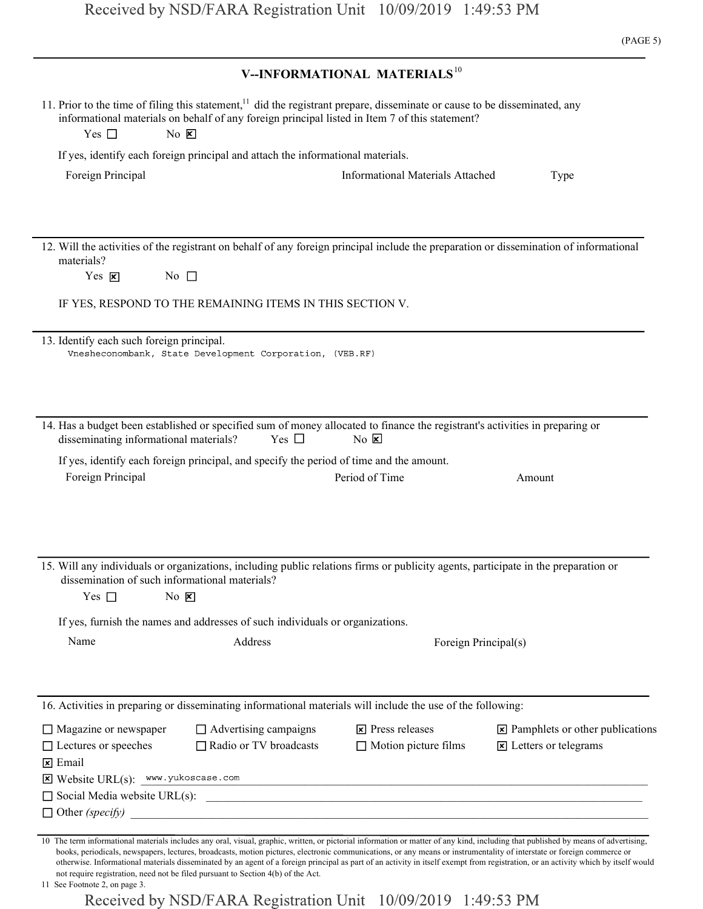## V--INFORMATIONAL MATERIALS[10]

11. Prior to the time of filing this statement,[11] did the registrant prepare, disseminate or cause to be disseminated, any informational materials on behalf of any foreign principal listed in Item 7 of this statement?

    Yes ☐ No ☒

    If yes, identify each foreign principal and attach the informational materials.

| Foreign Principal | Informational Materials Attached | Type |
|---|---|---|
| | | |

12. Will the activities of the registrant on behalf of any foreign principal include the preparation or dissemination of informational materials?

    Yes ☒ No ☐

    IF YES, RESPOND TO THE REMAINING ITEMS IN THIS SECTION V.

13. Identify each such foreign principal.

    Vnesheconombank, State Development Corporation, (VEB.RF)

14. Has a budget been established or specified sum of money allocated to finance the registrant's activities in preparing or disseminating informational materials? Yes ☐ No ☒

    If yes, identify each foreign principal, and specify the period of time and the amount.

| Foreign Principal | Period of Time | Amount |
|---|---|---|
| | | |

15. Will any individuals or organizations, including public relations firms or publicity agents, participate in the preparation or dissemination of such informational materials?

    Yes ☐ No ☒

    If yes, furnish the names and addresses of such individuals or organizations.

| Name | Address | Foreign Principal(s) |
|---|---|---|
| | | |

16. Activities in preparing or disseminating informational materials will include the use of the following:

☐ Magazine or newspaper ☐ Advertising campaigns ☒ Press releases ☒ Pamphlets or other publications
☐ Lectures or speeches ☐ Radio or TV broadcasts ☐ Motion picture films ☒ Letters or telegrams
☒ Email
☒ Website URL(s): www.yukoscase.com
☐ Social Media website URL(s):
☐ Other *(specify)*

---

10 The term informational materials includes any oral, visual, graphic, written, or pictorial information or matter of any kind, including that published by means of advertising, books, periodicals, newspapers, lectures, broadcasts, motion pictures, electronic communications, or any means or instrumentality of interstate or foreign commerce or otherwise. Informational materials disseminated by an agent of a foreign principal as part of an activity in itself exempt from registration, or an activity which by itself would not require registration, need not be filed pursuant to Section 4(b) of the Act.

11 See Footnote 2, on page 3.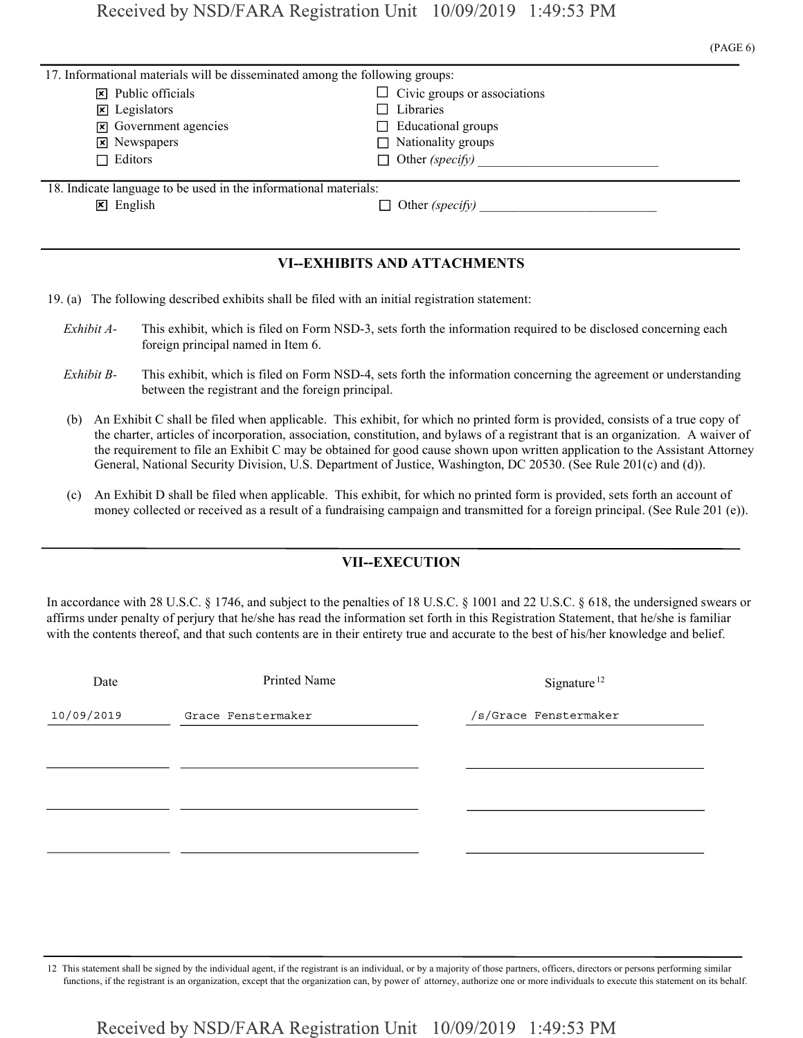17. Informational materials will be disseminated among the following groups:

| | |
|---|---|
| ☒ Public officials | ☐ Civic groups or associations |
| ☒ Legislators | ☐ Libraries |
| ☒ Government agencies | ☐ Educational groups |
| ☒ Newspapers | ☐ Nationality groups |
| ☐ Editors | ☐ Other *(specify)* ___________________________ |

18. Indicate language to be used in the informational materials:

☒ English ☐ Other *(specify)* ___________________________

## VI--EXHIBITS AND ATTACHMENTS

19. (a) The following described exhibits shall be filed with an initial registration statement:

*Exhibit A-* This exhibit, which is filed on Form NSD-3, sets forth the information required to be disclosed concerning each foreign principal named in Item 6.

*Exhibit B-* This exhibit, which is filed on Form NSD-4, sets forth the information concerning the agreement or understanding between the registrant and the foreign principal.

(b) An Exhibit C shall be filed when applicable. This exhibit, for which no printed form is provided, consists of a true copy of the charter, articles of incorporation, association, constitution, and bylaws of a registrant that is an organization. A waiver of the requirement to file an Exhibit C may be obtained for good cause shown upon written application to the Assistant Attorney General, National Security Division, U.S. Department of Justice, Washington, DC 20530. (See Rule 201(c) and (d)).

(c) An Exhibit D shall be filed when applicable. This exhibit, for which no printed form is provided, sets forth an account of money collected or received as a result of a fundraising campaign and transmitted for a foreign principal. (See Rule 201 (e)).

## VII--EXECUTION

In accordance with 28 U.S.C. § 1746, and subject to the penalties of 18 U.S.C. § 1001 and 22 U.S.C. § 618, the undersigned swears or affirms under penalty of perjury that he/she has read the information set forth in this Registration Statement, that he/she is familiar with the contents thereof, and that such contents are in their entirety true and accurate to the best of his/her knowledge and belief.

| Date | Printed Name | Signature [12] |
|---|---|---|
| 10/09/2019 | Grace Fenstermaker | /s/Grace Fenstermaker |
| | | |
| | | |
| | | |

12 This statement shall be signed by the individual agent, if the registrant is an individual, or by a majority of those partners, officers, directors or persons performing similar functions, if the registrant is an organization, except that the organization can, by power of attorney, authorize one or more individuals to execute this statement on its behalf.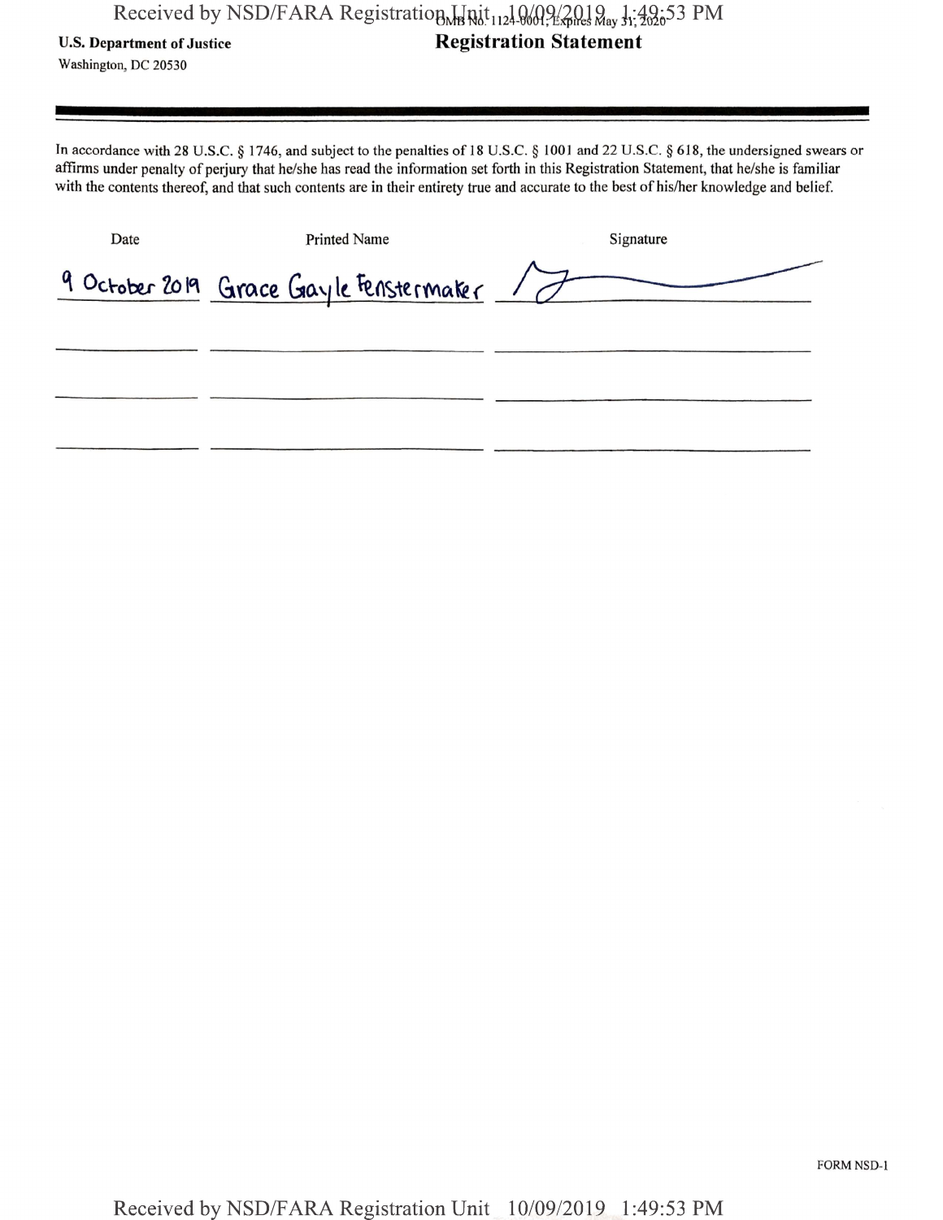U.S. Department of Justice
Washington, DC 20530

OMB No. 1124-0001; Expires May 31, 2020

**Registration Statement**

In accordance with 28 U.S.C. § 1746, and subject to the penalties of 18 U.S.C. § 1001 and 22 U.S.C. § 618, the undersigned swears or affirms under penalty of perjury that he/she has read the information set forth in this Registration Statement, that he/she is familiar with the contents thereof, and that such contents are in their entirety true and accurate to the best of his/her knowledge and belief.

| Date | Printed Name | Signature |
|---|---|---|
| 9 October 2019 | Grace Gayle Fenstermaker | [signature] |
| | | |
| | | |
| | | |

FORM NSD-1